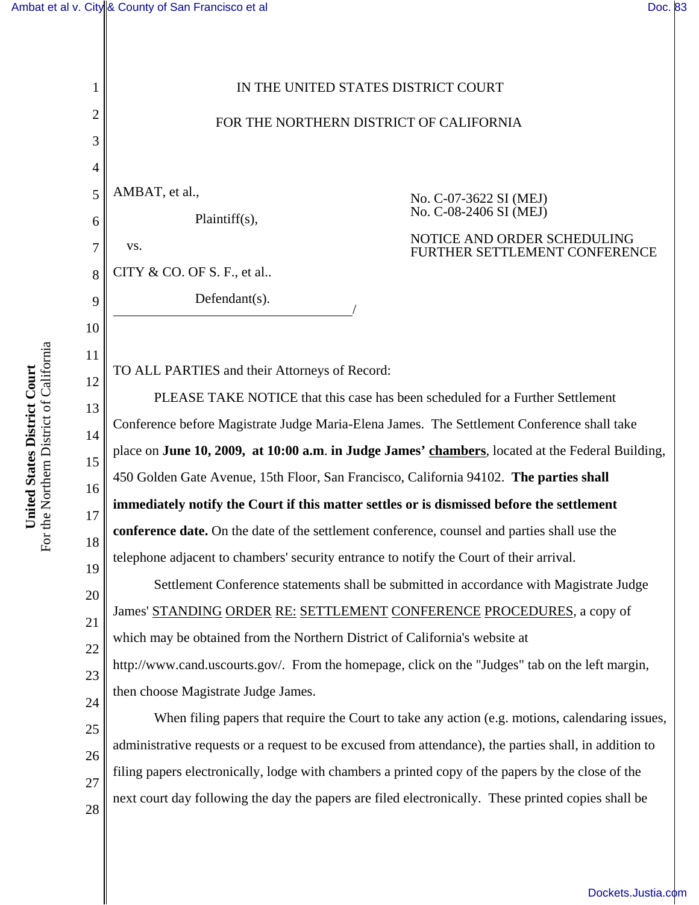IN THE UNITED STATES DISTRICT COURT

FOR THE NORTHERN DISTRICT OF CALIFORNIA

AMBAT, et al.,

Plaintiff(s),

vs.

CITY & CO. OF S. F., et al..

Defendant(s).

No. C-07-3622 SI (MEJ)
No. C-08-2406 SI (MEJ)

NOTICE AND ORDER SCHEDULING FURTHER SETTLEMENT CONFERENCE

TO ALL PARTIES and their Attorneys of Record:

PLEASE TAKE NOTICE that this case has been scheduled for a Further Settlement Conference before Magistrate Judge Maria-Elena James. The Settlement Conference shall take place on **June 10, 2009, at 10:00 a.m**. **in Judge James' chambers**, located at the Federal Building, 450 Golden Gate Avenue, 15th Floor, San Francisco, California 94102. **The parties shall immediately notify the Court if this matter settles or is dismissed before the settlement conference date.** On the date of the settlement conference, counsel and parties shall use the telephone adjacent to chambers' security entrance to notify the Court of their arrival.

Settlement Conference statements shall be submitted in accordance with Magistrate Judge James' STANDING ORDER RE: SETTLEMENT CONFERENCE PROCEDURES, a copy of which may be obtained from the Northern District of California's website at http://www.cand.uscourts.gov/. From the homepage, click on the "Judges" tab on the left margin, then choose Magistrate Judge James.

When filing papers that require the Court to take any action (e.g. motions, calendaring issues, administrative requests or a request to be excused from attendance), the parties shall, in addition to filing papers electronically, lodge with chambers a printed copy of the papers by the close of the next court day following the day the papers are filed electronically. These printed copies shall be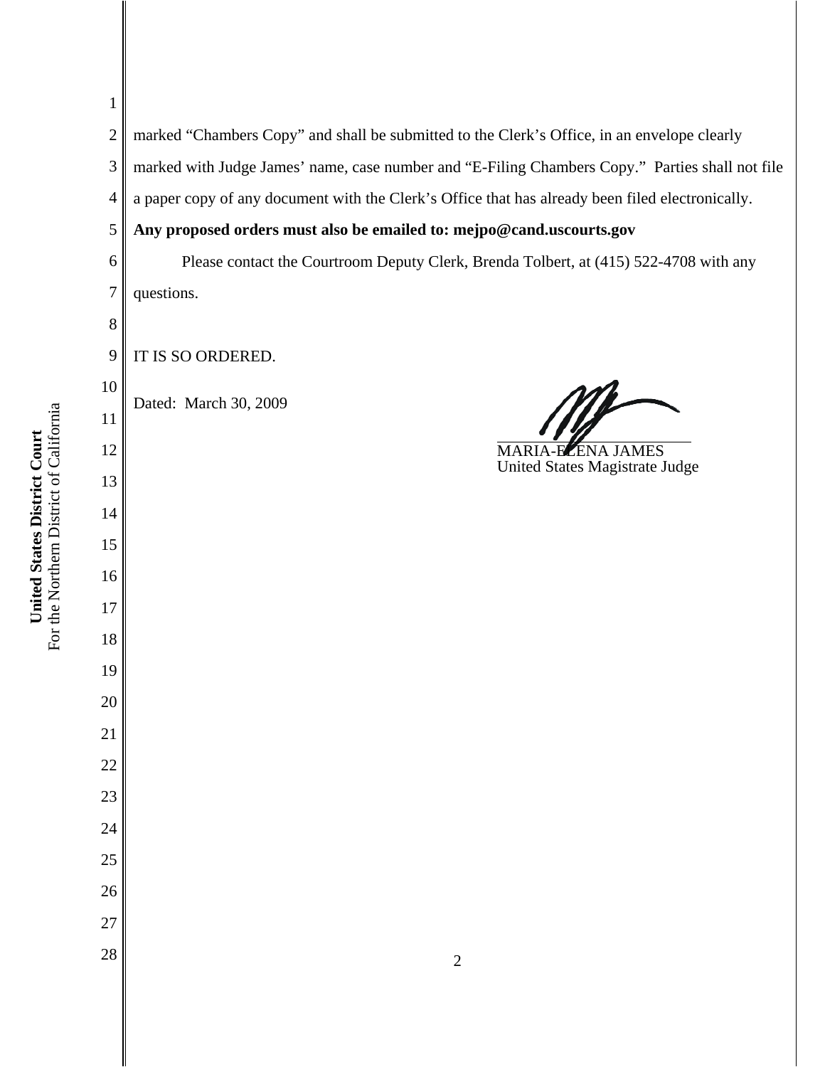marked "Chambers Copy" and shall be submitted to the Clerk's Office, in an envelope clearly marked with Judge James' name, case number and "E-Filing Chambers Copy." Parties shall not file a paper copy of any document with the Clerk's Office that has already been filed electronically.

**Any proposed orders must also be emailed to: mejpo@cand.uscourts.gov**

Please contact the Courtroom Deputy Clerk, Brenda Tolbert, at (415) 522-4708 with any questions.

IT IS SO ORDERED.

Dated: March 30, 2009

MARIA-ELENA JAMES
United States Magistrate Judge